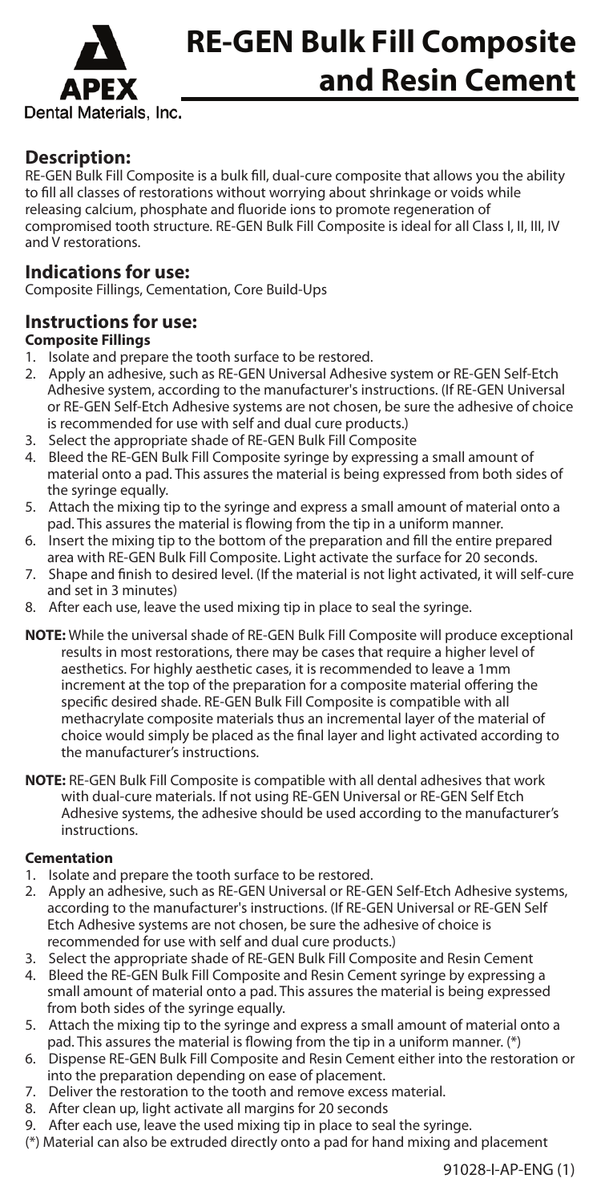APEX

Dental Materials, Inc.

# RE-GEN Bulk Fill Composite and Resin Cement

## Description:

RE-GEN Bulk Fill Composite is a bulk fill, dual-cure composite that allows you the ability to fill all classes of restorations without worrying about shrinkage or voids while releasing calcium, phosphate and fluoride ions to promote regeneration of compromised tooth structure. RE-GEN Bulk Fill Composite is ideal for all Class I, II, III, IV and V restorations.

## Indications for use:

Composite Fillings, Cementation, Core Build-Ups

## Instructions for use:

### Composite Fillings

1. Isolate and prepare the tooth surface to be restored.
2. Apply an adhesive, such as RE-GEN Universal Adhesive system or RE-GEN Self-Etch Adhesive system, according to the manufacturer's instructions. (If RE-GEN Universal or RE-GEN Self-Etch Adhesive systems are not chosen, be sure the adhesive of choice is recommended for use with self and dual cure products.)
3. Select the appropriate shade of RE-GEN Bulk Fill Composite
4. Bleed the RE-GEN Bulk Fill Composite syringe by expressing a small amount of material onto a pad. This assures the material is being expressed from both sides of the syringe equally.
5. Attach the mixing tip to the syringe and express a small amount of material onto a pad. This assures the material is flowing from the tip in a uniform manner.
6. Insert the mixing tip to the bottom of the preparation and fill the entire prepared area with RE-GEN Bulk Fill Composite. Light activate the surface for 20 seconds.
7. Shape and finish to desired level. (If the material is not light activated, it will self-cure and set in 3 minutes)
8. After each use, leave the used mixing tip in place to seal the syringe.

**NOTE:** While the universal shade of RE-GEN Bulk Fill Composite will produce exceptional results in most restorations, there may be cases that require a higher level of aesthetics. For highly aesthetic cases, it is recommended to leave a 1mm increment at the top of the preparation for a composite material offering the specific desired shade. RE-GEN Bulk Fill Composite is compatible with all methacrylate composite materials thus an incremental layer of the material of choice would simply be placed as the final layer and light activated according to the manufacturer's instructions.

**NOTE:** RE-GEN Bulk Fill Composite is compatible with all dental adhesives that work with dual-cure materials. If not using RE-GEN Universal or RE-GEN Self Etch Adhesive systems, the adhesive should be used according to the manufacturer's instructions.

### Cementation

1. Isolate and prepare the tooth surface to be restored.
2. Apply an adhesive, such as RE-GEN Universal or RE-GEN Self-Etch Adhesive systems, according to the manufacturer's instructions. (If RE-GEN Universal or RE-GEN Self Etch Adhesive systems are not chosen, be sure the adhesive of choice is recommended for use with self and dual cure products.)
3. Select the appropriate shade of RE-GEN Bulk Fill Composite and Resin Cement
4. Bleed the RE-GEN Bulk Fill Composite and Resin Cement syringe by expressing a small amount of material onto a pad. This assures the material is being expressed from both sides of the syringe equally.
5. Attach the mixing tip to the syringe and express a small amount of material onto a pad. This assures the material is flowing from the tip in a uniform manner. (*)
6. Dispense RE-GEN Bulk Fill Composite and Resin Cement either into the restoration or into the preparation depending on ease of placement.
7. Deliver the restoration to the tooth and remove excess material.
8. After clean up, light activate all margins for 20 seconds
9. After each use, leave the used mixing tip in place to seal the syringe.

(*) Material can also be extruded directly onto a pad for hand mixing and placement

91028-I-AP-ENG (1)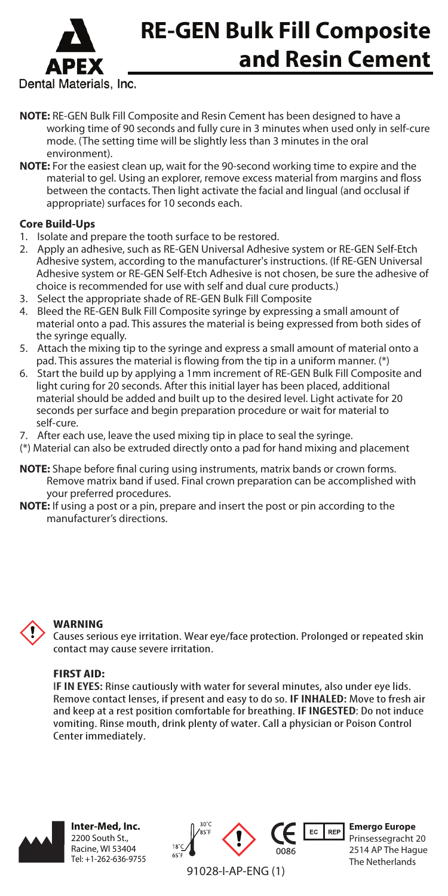# RE-GEN Bulk Fill Composite and Resin Cement

APEX Dental Materials, Inc.

**NOTE:** RE-GEN Bulk Fill Composite and Resin Cement has been designed to have a working time of 90 seconds and fully cure in 3 minutes when used only in self-cure mode. (The setting time will be slightly less than 3 minutes in the oral environment).

**NOTE:** For the easiest clean up, wait for the 90-second working time to expire and the material to gel. Using an explorer, remove excess material from margins and floss between the contacts. Then light activate the facial and lingual (and occlusal if appropriate) surfaces for 10 seconds each.

### Core Build-Ups

1. Isolate and prepare the tooth surface to be restored.
2. Apply an adhesive, such as RE-GEN Universal Adhesive system or RE-GEN Self-Etch Adhesive system, according to the manufacturer's instructions. (If RE-GEN Universal Adhesive system or RE-GEN Self-Etch Adhesive is not chosen, be sure the adhesive of choice is recommended for use with self and dual cure products.)
3. Select the appropriate shade of RE-GEN Bulk Fill Composite
4. Bleed the RE-GEN Bulk Fill Composite syringe by expressing a small amount of material onto a pad. This assures the material is being expressed from both sides of the syringe equally.
5. Attach the mixing tip to the syringe and express a small amount of material onto a pad. This assures the material is flowing from the tip in a uniform manner. (*)
6. Start the build up by applying a 1mm increment of RE-GEN Bulk Fill Composite and light curing for 20 seconds. After this initial layer has been placed, additional material should be added and built up to the desired level. Light activate for 20 seconds per surface and begin preparation procedure or wait for material to self-cure.
7. After each use, leave the used mixing tip in place to seal the syringe.

(*) Material can also be extruded directly onto a pad for hand mixing and placement

**NOTE:** Shape before final curing using instruments, matrix bands or crown forms. Remove matrix band if used. Final crown preparation can be accomplished with your preferred procedures.

**NOTE:** If using a post or a pin, prepare and insert the post or pin according to the manufacturer's directions.

**WARNING**

Causes serious eye irritation. Wear eye/face protection. Prolonged or repeated skin contact may cause severe irritation.

**FIRST AID:**

**IF IN EYES:** Rinse cautiously with water for several minutes, also under eye lids. Remove contact lenses, if present and easy to do so. **IF INHALED:** Move to fresh air and keep at a rest position comfortable for breathing. **IF INGESTED**: Do not induce vomiting. Rinse mouth, drink plenty of water. Call a physician or Poison Control Center immediately.

**Inter-Med, Inc.**
2200 South St.,
Racine, WI 53404
Tel: +1-262-636-9755

30°C
85°F
18°C
65°F

0086

EC REP

**Emergo Europe**
Prinsessegracht 20
2514 AP The Hague
The Netherlands

91028-I-AP-ENG (1)